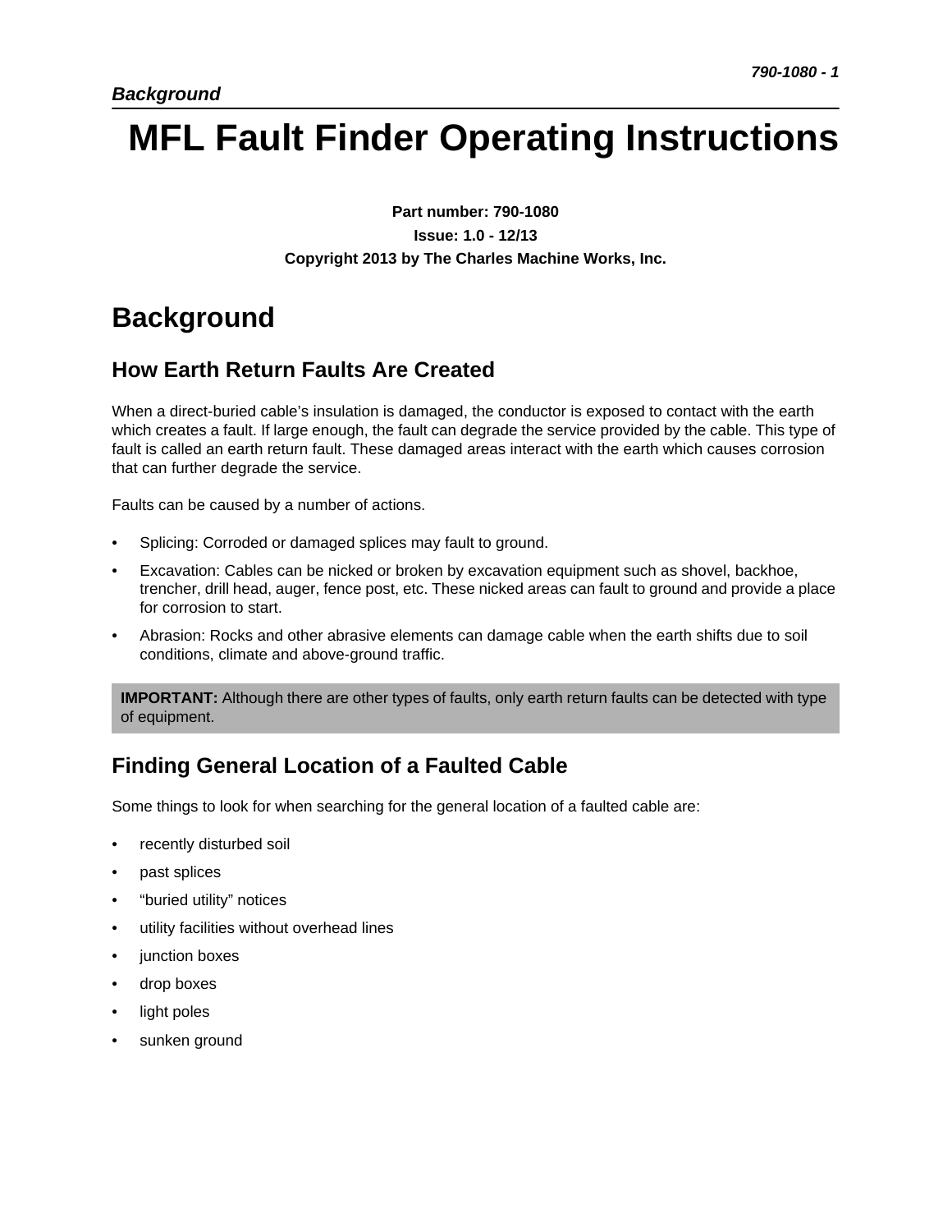# MFL Fault Finder Operating Instructions

**Part number: 790-1080**

**Issue: 1.0 - 12/13**

**Copyright 2013 by The Charles Machine Works, Inc.**

## Background

### How Earth Return Faults Are Created

When a direct-buried cable's insulation is damaged, the conductor is exposed to contact with the earth which creates a fault. If large enough, the fault can degrade the service provided by the cable. This type of fault is called an earth return fault. These damaged areas interact with the earth which causes corrosion that can further degrade the service.

Faults can be caused by a number of actions.

- Splicing: Corroded or damaged splices may fault to ground.
- Excavation: Cables can be nicked or broken by excavation equipment such as shovel, backhoe, trencher, drill head, auger, fence post, etc. These nicked areas can fault to ground and provide a place for corrosion to start.
- Abrasion: Rocks and other abrasive elements can damage cable when the earth shifts due to soil conditions, climate and above-ground traffic.

**IMPORTANT:** Although there are other types of faults, only earth return faults can be detected with type of equipment.

### Finding General Location of a Faulted Cable

Some things to look for when searching for the general location of a faulted cable are:

- recently disturbed soil
- past splices
- "buried utility" notices
- utility facilities without overhead lines
- junction boxes
- drop boxes
- light poles
- sunken ground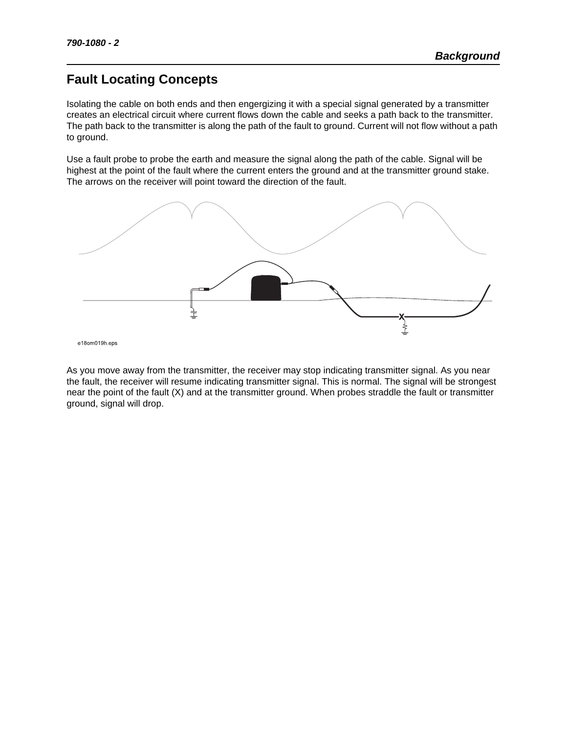## Background

# Fault Locating Concepts

Isolating the cable on both ends and then engergizing it with a special signal generated by a transmitter creates an electrical circuit where current flows down the cable and seeks a path back to the transmitter. The path back to the transmitter is along the path of the fault to ground. Current will not flow without a path to ground.

Use a fault probe to probe the earth and measure the signal along the path of the cable. Signal will be highest at the point of the fault where the current enters the ground and at the transmitter ground stake. The arrows on the receiver will point toward the direction of the fault.

e18om019h.eps

As you move away from the transmitter, the receiver may stop indicating transmitter signal. As you near the fault, the receiver will resume indicating transmitter signal. This is normal. The signal will be strongest near the point of the fault (X) and at the transmitter ground. When probes straddle the fault or transmitter ground, signal will drop.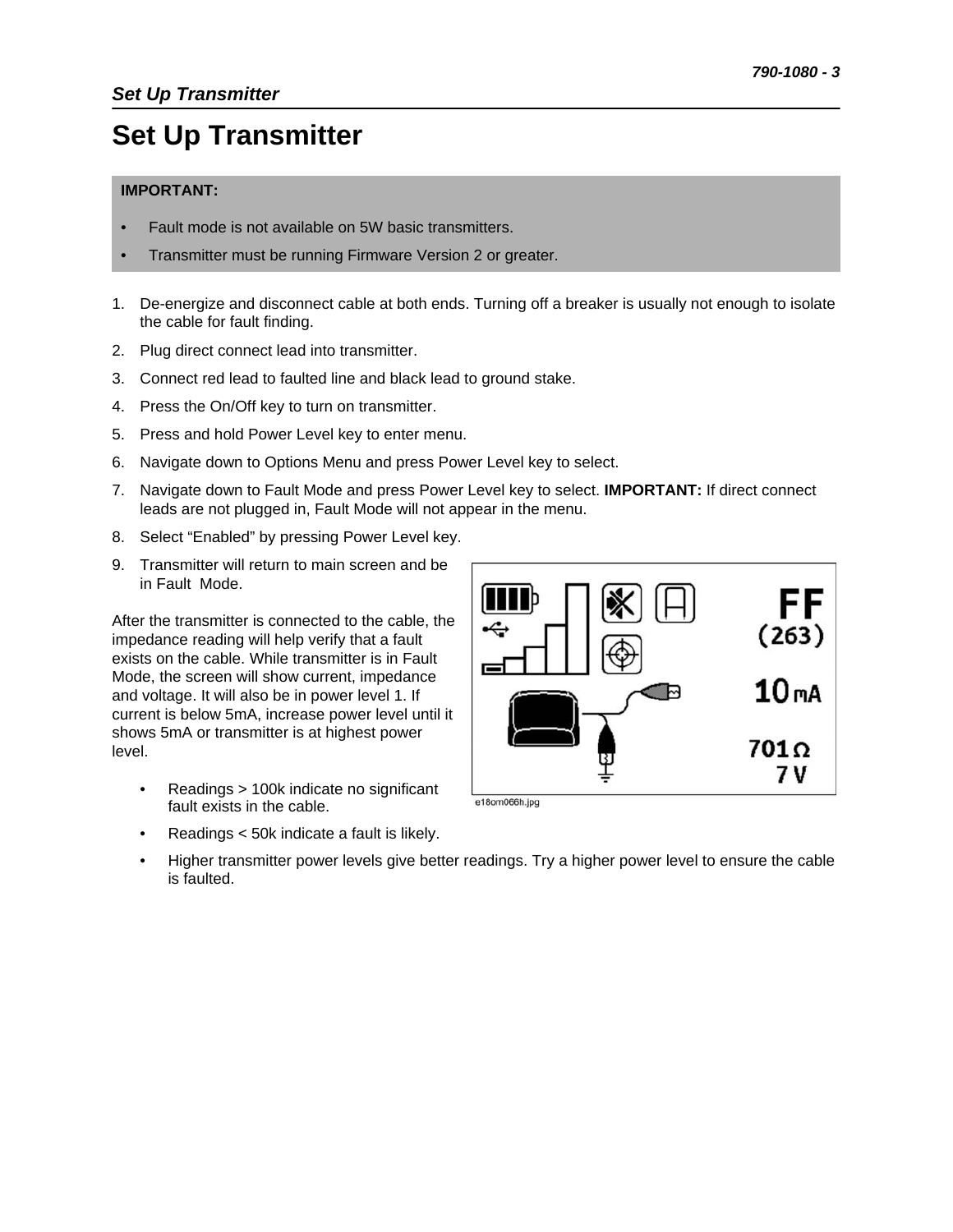# Set Up Transmitter

**IMPORTANT:**

- Fault mode is not available on 5W basic transmitters.
- Transmitter must be running Firmware Version 2 or greater.

1. De-energize and disconnect cable at both ends. Turning off a breaker is usually not enough to isolate the cable for fault finding.
2. Plug direct connect lead into transmitter.
3. Connect red lead to faulted line and black lead to ground stake.
4. Press the On/Off key to turn on transmitter.
5. Press and hold Power Level key to enter menu.
6. Navigate down to Options Menu and press Power Level key to select.
7. Navigate down to Fault Mode and press Power Level key to select. **IMPORTANT:** If direct connect leads are not plugged in, Fault Mode will not appear in the menu.
8. Select “Enabled” by pressing Power Level key.
9. Transmitter will return to main screen and be in Fault Mode.

After the transmitter is connected to the cable, the impedance reading will help verify that a fault exists on the cable. While transmitter is in Fault Mode, the screen will show current, impedance and voltage. It will also be in power level 1. If current is below 5mA, increase power level until it shows 5mA or transmitter is at highest power level.

e18om066h.jpg

- Readings > 100k indicate no significant fault exists in the cable.
- Readings < 50k indicate a fault is likely.
- Higher transmitter power levels give better readings. Try a higher power level to ensure the cable is faulted.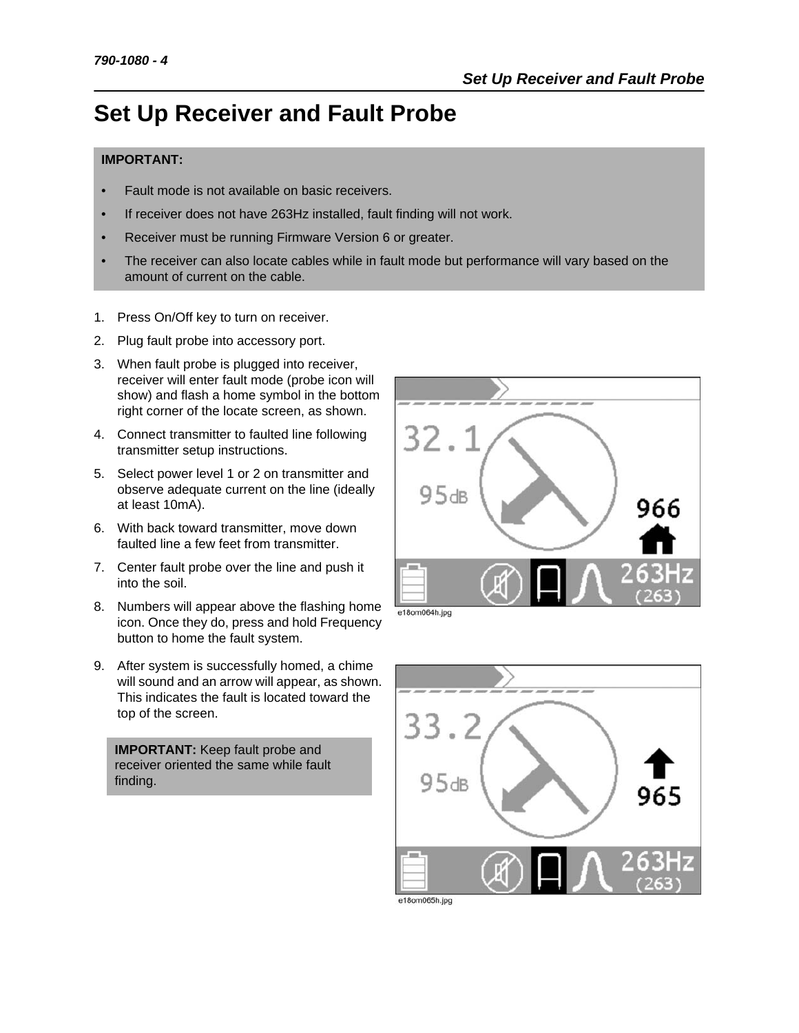# Set Up Receiver and Fault Probe

**IMPORTANT:**

- Fault mode is not available on basic receivers.
- If receiver does not have 263Hz installed, fault finding will not work.
- Receiver must be running Firmware Version 6 or greater.
- The receiver can also locate cables while in fault mode but performance will vary based on the amount of current on the cable.

1. Press On/Off key to turn on receiver.
2. Plug fault probe into accessory port.
3. When fault probe is plugged into receiver, receiver will enter fault mode (probe icon will show) and flash a home symbol in the bottom right corner of the locate screen, as shown.
4. Connect transmitter to faulted line following transmitter setup instructions.
5. Select power level 1 or 2 on transmitter and observe adequate current on the line (ideally at least 10mA).
6. With back toward transmitter, move down faulted line a few feet from transmitter.
7. Center fault probe over the line and push it into the soil.
8. Numbers will appear above the flashing home icon. Once they do, press and hold Frequency button to home the fault system.

e18om064h.jpg

9. After system is successfully homed, a chime will sound and an arrow will appear, as shown. This indicates the fault is located toward the top of the screen.

**IMPORTANT:** Keep fault probe and receiver oriented the same while fault finding.

e18om065h.jpg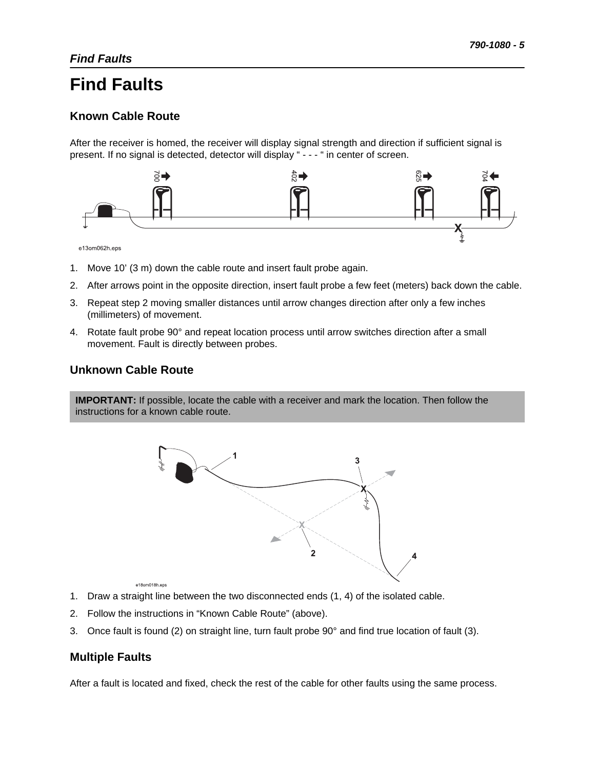# Find Faults

## Known Cable Route

After the receiver is homed, the receiver will display signal strength and direction if sufficient signal is present. If no signal is detected, detector will display " - - - " in center of screen.

700
402
625
704
X

e13om062h.eps

1. Move 10' (3 m) down the cable route and insert fault probe again.
2. After arrows point in the opposite direction, insert fault probe a few feet (meters) back down the cable.
3. Repeat step 2 moving smaller distances until arrow changes direction after only a few inches (millimeters) of movement.
4. Rotate fault probe 90° and repeat location process until arrow switches direction after a small movement. Fault is directly between probes.

## Unknown Cable Route

**IMPORTANT:** If possible, locate the cable with a receiver and mark the location. Then follow the instructions for a known cable route.

1
3
X
X
2
4

e18om018h.eps

1. Draw a straight line between the two disconnected ends (1, 4) of the isolated cable.
2. Follow the instructions in "Known Cable Route" (above).
3. Once fault is found (2) on straight line, turn fault probe 90° and find true location of fault (3).

## Multiple Faults

After a fault is located and fixed, check the rest of the cable for other faults using the same process.